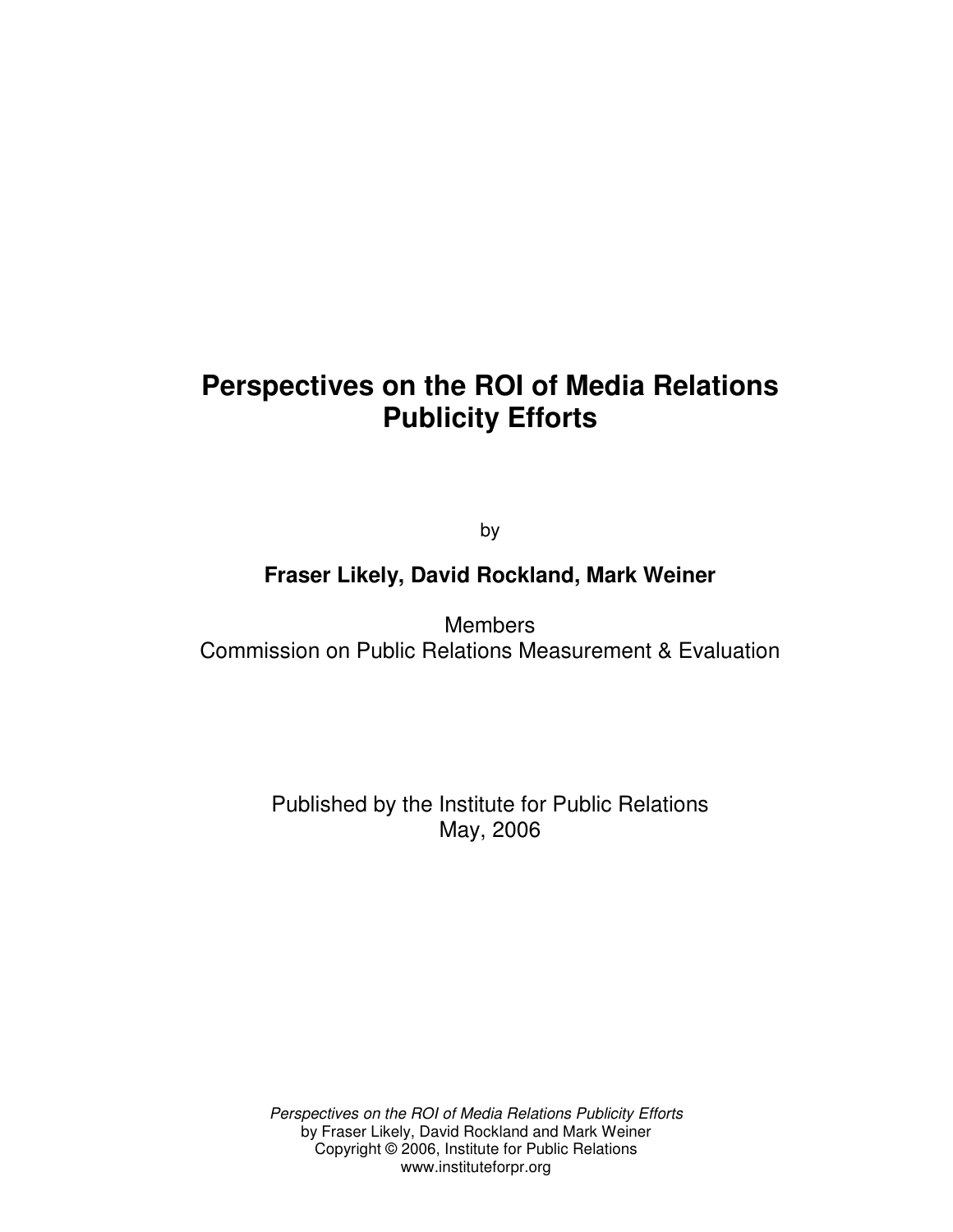# Perspectives on the ROI of Media Relations Publicity Efforts

by

**Fraser Likely, David Rockland, Mark Weiner**

Members
Commission on Public Relations Measurement & Evaluation

Published by the Institute for Public Relations
May, 2006

*Perspectives on the ROI of Media Relations Publicity Efforts*
by Fraser Likely, David Rockland and Mark Weiner
Copyright © 2006, Institute for Public Relations
www.instituteforpr.org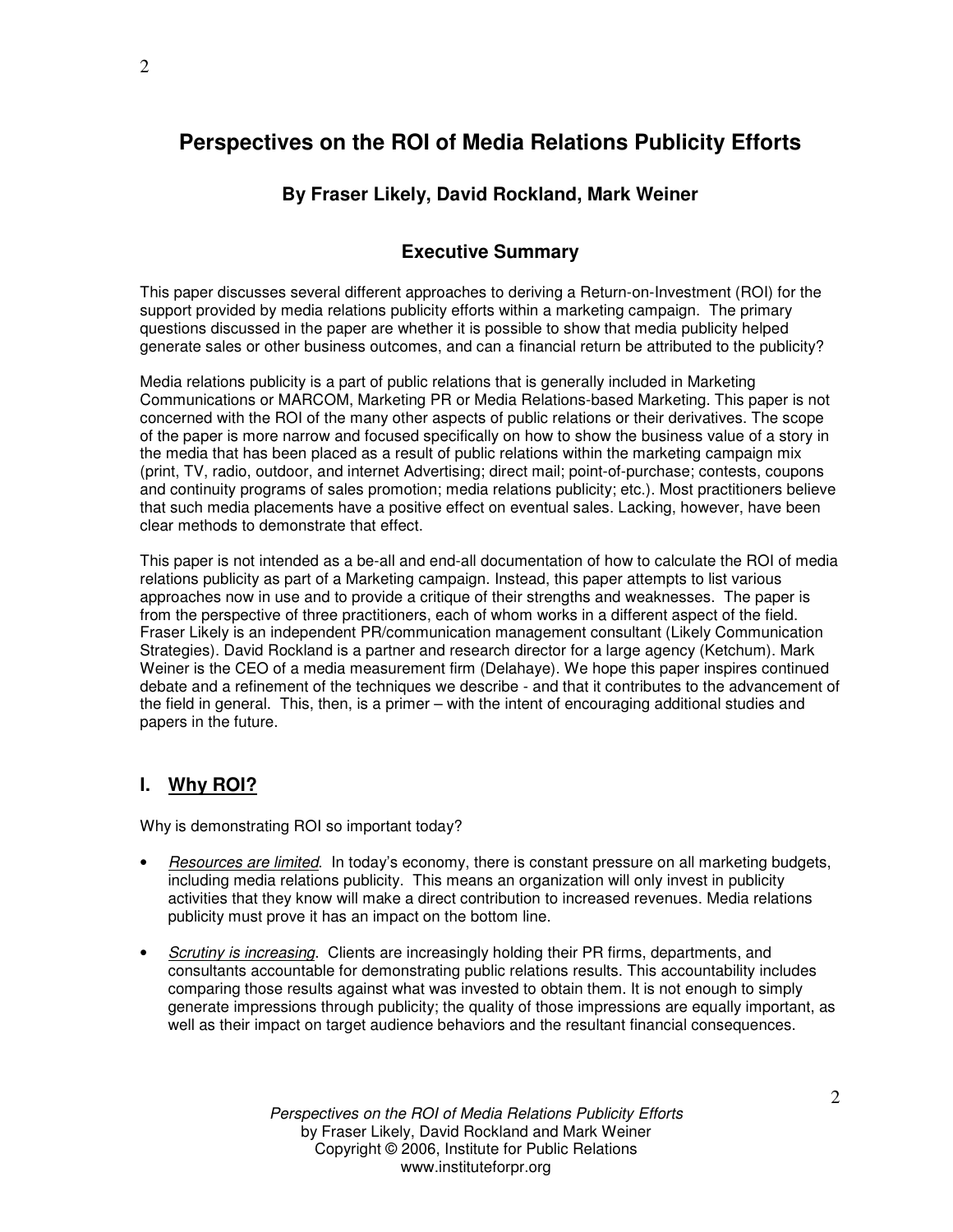# Perspectives on the ROI of Media Relations Publicity Efforts

### By Fraser Likely, David Rockland, Mark Weiner

## Executive Summary

This paper discusses several different approaches to deriving a Return-on-Investment (ROI) for the support provided by media relations publicity efforts within a marketing campaign. The primary questions discussed in the paper are whether it is possible to show that media publicity helped generate sales or other business outcomes, and can a financial return be attributed to the publicity?

Media relations publicity is a part of public relations that is generally included in Marketing Communications or MARCOM, Marketing PR or Media Relations-based Marketing. This paper is not concerned with the ROI of the many other aspects of public relations or their derivatives. The scope of the paper is more narrow and focused specifically on how to show the business value of a story in the media that has been placed as a result of public relations within the marketing campaign mix (print, TV, radio, outdoor, and internet Advertising; direct mail; point-of-purchase; contests, coupons and continuity programs of sales promotion; media relations publicity; etc.). Most practitioners believe that such media placements have a positive effect on eventual sales. Lacking, however, have been clear methods to demonstrate that effect.

This paper is not intended as a be-all and end-all documentation of how to calculate the ROI of media relations publicity as part of a Marketing campaign. Instead, this paper attempts to list various approaches now in use and to provide a critique of their strengths and weaknesses. The paper is from the perspective of three practitioners, each of whom works in a different aspect of the field. Fraser Likely is an independent PR/communication management consultant (Likely Communication Strategies). David Rockland is a partner and research director for a large agency (Ketchum). Mark Weiner is the CEO of a media measurement firm (Delahaye). We hope this paper inspires continued debate and a refinement of the techniques we describe - and that it contributes to the advancement of the field in general. This, then, is a primer – with the intent of encouraging additional studies and papers in the future.

## I. Why ROI?

Why is demonstrating ROI so important today?

- *Resources are limited*. In today's economy, there is constant pressure on all marketing budgets, including media relations publicity. This means an organization will only invest in publicity activities that they know will make a direct contribution to increased revenues. Media relations publicity must prove it has an impact on the bottom line.
- *Scrutiny is increasing*. Clients are increasingly holding their PR firms, departments, and consultants accountable for demonstrating public relations results. This accountability includes comparing those results against what was invested to obtain them. It is not enough to simply generate impressions through publicity; the quality of those impressions are equally important, as well as their impact on target audience behaviors and the resultant financial consequences.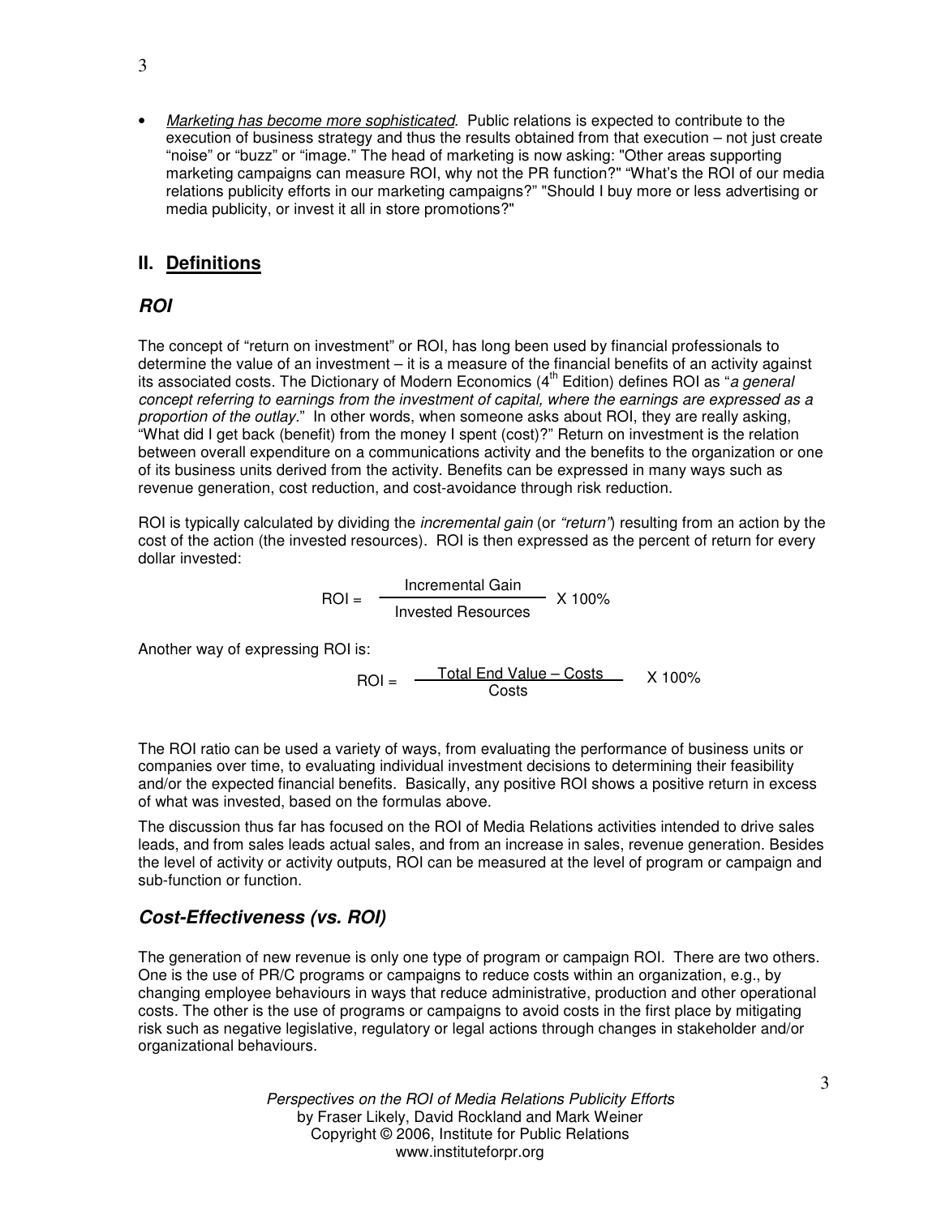- *Marketing has become more sophisticated*. Public relations is expected to contribute to the execution of business strategy and thus the results obtained from that execution – not just create "noise" or "buzz" or "image." The head of marketing is now asking: "Other areas supporting marketing campaigns can measure ROI, why not the PR function?" "What's the ROI of our media relations publicity efforts in our marketing campaigns?" "Should I buy more or less advertising or media publicity, or invest it all in store promotions?"

## II. Definitions

### *ROI*

The concept of "return on investment" or ROI, has long been used by financial professionals to determine the value of an investment – it is a measure of the financial benefits of an activity against its associated costs. The Dictionary of Modern Economics (4th Edition) defines ROI as "*a general concept referring to earnings from the investment of capital, where the earnings are expressed as a proportion of the outlay.*" In other words, when someone asks about ROI, they are really asking, "What did I get back (benefit) from the money I spent (cost)?" Return on investment is the relation between overall expenditure on a communications activity and the benefits to the organization or one of its business units derived from the activity. Benefits can be expressed in many ways such as revenue generation, cost reduction, and cost-avoidance through risk reduction.

ROI is typically calculated by dividing the *incremental gain* (or *"return"*) resulting from an action by the cost of the action (the invested resources). ROI is then expressed as the percent of return for every dollar invested:

$$\text{ROI} = \frac{\text{Incremental Gain}}{\text{Invested Resources}} \times 100\%$$

Another way of expressing ROI is:

$$\text{ROI} = \frac{\text{Total End Value} - \text{Costs}}{\text{Costs}} \times 100\%$$

The ROI ratio can be used a variety of ways, from evaluating the performance of business units or companies over time, to evaluating individual investment decisions to determining their feasibility and/or the expected financial benefits. Basically, any positive ROI shows a positive return in excess of what was invested, based on the formulas above.

The discussion thus far has focused on the ROI of Media Relations activities intended to drive sales leads, and from sales leads actual sales, and from an increase in sales, revenue generation. Besides the level of activity or activity outputs, ROI can be measured at the level of program or campaign and sub-function or function.

### *Cost-Effectiveness (vs. ROI)*

The generation of new revenue is only one type of program or campaign ROI. There are two others. One is the use of PR/C programs or campaigns to reduce costs within an organization, e.g., by changing employee behaviours in ways that reduce administrative, production and other operational costs. The other is the use of programs or campaigns to avoid costs in the first place by mitigating risk such as negative legislative, regulatory or legal actions through changes in stakeholder and/or organizational behaviours.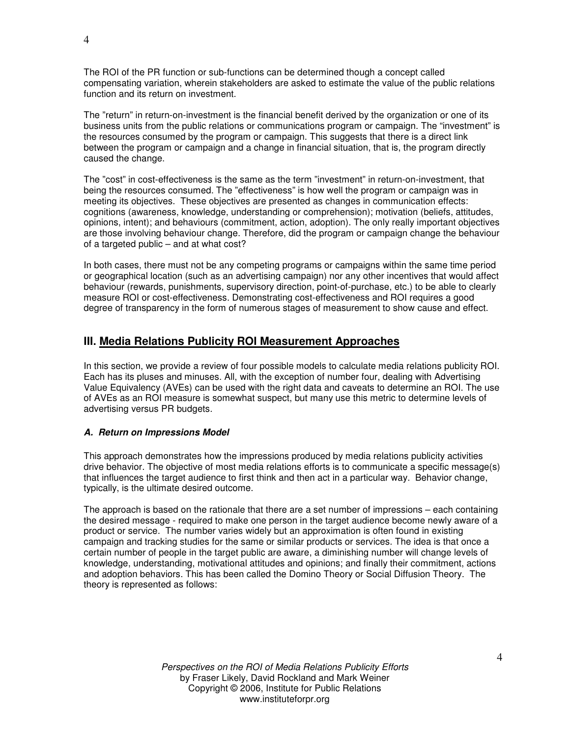The ROI of the PR function or sub-functions can be determined though a concept called compensating variation, wherein stakeholders are asked to estimate the value of the public relations function and its return on investment.

The "return" in return-on-investment is the financial benefit derived by the organization or one of its business units from the public relations or communications program or campaign. The "investment" is the resources consumed by the program or campaign. This suggests that there is a direct link between the program or campaign and a change in financial situation, that is, the program directly caused the change.

The "cost" in cost-effectiveness is the same as the term "investment" in return-on-investment, that being the resources consumed. The "effectiveness" is how well the program or campaign was in meeting its objectives. These objectives are presented as changes in communication effects: cognitions (awareness, knowledge, understanding or comprehension); motivation (beliefs, attitudes, opinions, intent); and behaviours (commitment, action, adoption). The only really important objectives are those involving behaviour change. Therefore, did the program or campaign change the behaviour of a targeted public – and at what cost?

In both cases, there must not be any competing programs or campaigns within the same time period or geographical location (such as an advertising campaign) nor any other incentives that would affect behaviour (rewards, punishments, supervisory direction, point-of-purchase, etc.) to be able to clearly measure ROI or cost-effectiveness. Demonstrating cost-effectiveness and ROI requires a good degree of transparency in the form of numerous stages of measurement to show cause and effect.

## III. Media Relations Publicity ROI Measurement Approaches

In this section, we provide a review of four possible models to calculate media relations publicity ROI. Each has its pluses and minuses. All, with the exception of number four, dealing with Advertising Value Equivalency (AVEs) can be used with the right data and caveats to determine an ROI. The use of AVEs as an ROI measure is somewhat suspect, but many use this metric to determine levels of advertising versus PR budgets.

### *A. Return on Impressions Model*

This approach demonstrates how the impressions produced by media relations publicity activities drive behavior. The objective of most media relations efforts is to communicate a specific message(s) that influences the target audience to first think and then act in a particular way. Behavior change, typically, is the ultimate desired outcome.

The approach is based on the rationale that there are a set number of impressions – each containing the desired message - required to make one person in the target audience become newly aware of a product or service. The number varies widely but an approximation is often found in existing campaign and tracking studies for the same or similar products or services. The idea is that once a certain number of people in the target public are aware, a diminishing number will change levels of knowledge, understanding, motivational attitudes and opinions; and finally their commitment, actions and adoption behaviors. This has been called the Domino Theory or Social Diffusion Theory. The theory is represented as follows: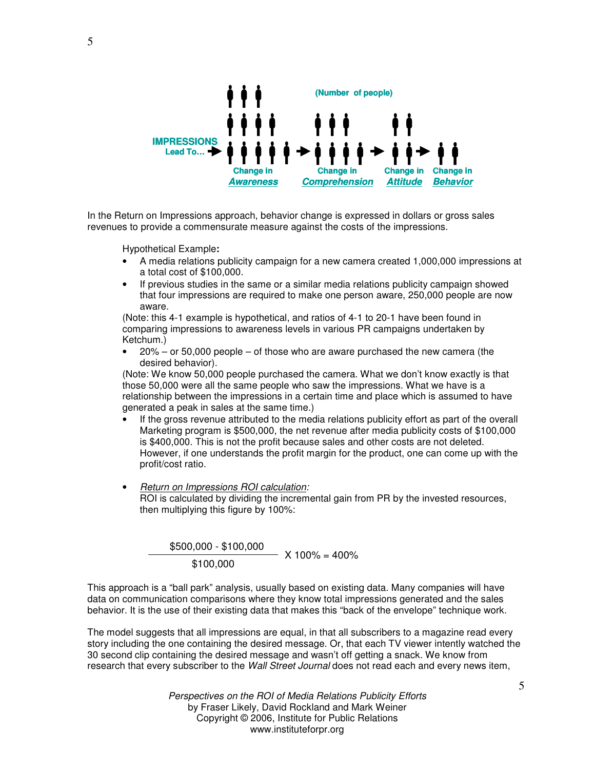IMPRESSIONS Lead To… → Change in *Awareness* → Change in *Comprehension* → Change in *Attitude* → Change in *Behavior*

(Number of people)

In the Return on Impressions approach, behavior change is expressed in dollars or gross sales revenues to provide a commensurate measure against the costs of the impressions.

Hypothetical Example**:**

- A media relations publicity campaign for a new camera created 1,000,000 impressions at a total cost of $100,000.
- If previous studies in the same or a similar media relations publicity campaign showed that four impressions are required to make one person aware, 250,000 people are now aware.

(Note: this 4-1 example is hypothetical, and ratios of 4-1 to 20-1 have been found in comparing impressions to awareness levels in various PR campaigns undertaken by Ketchum.)

- 20% – or 50,000 people – of those who are aware purchased the new camera (the desired behavior).

(Note: We know 50,000 people purchased the camera. What we don't know exactly is that those 50,000 were all the same people who saw the impressions. What we have is a relationship between the impressions in a certain time and place which is assumed to have generated a peak in sales at the same time.)

- If the gross revenue attributed to the media relations publicity effort as part of the overall Marketing program is $500,000, the net revenue after media publicity costs of $100,000 is $400,000. This is not the profit because sales and other costs are not deleted. However, if one understands the profit margin for the product, one can come up with the profit/cost ratio.

- *Return on Impressions ROI calculation:*
  ROI is calculated by dividing the incremental gain from PR by the invested resources, then multiplying this figure by 100%:

$$\frac{\$500{,}000 - \$100{,}000}{\$100{,}000} \times 100\% = 400\%$$

This approach is a "ball park" analysis, usually based on existing data. Many companies will have data on communication comparisons where they know total impressions generated and the sales behavior. It is the use of their existing data that makes this "back of the envelope" technique work.

The model suggests that all impressions are equal, in that all subscribers to a magazine read every story including the one containing the desired message. Or, that each TV viewer intently watched the 30 second clip containing the desired message and wasn't off getting a snack. We know from research that every subscriber to the *Wall Street Journal* does not read each and every news item,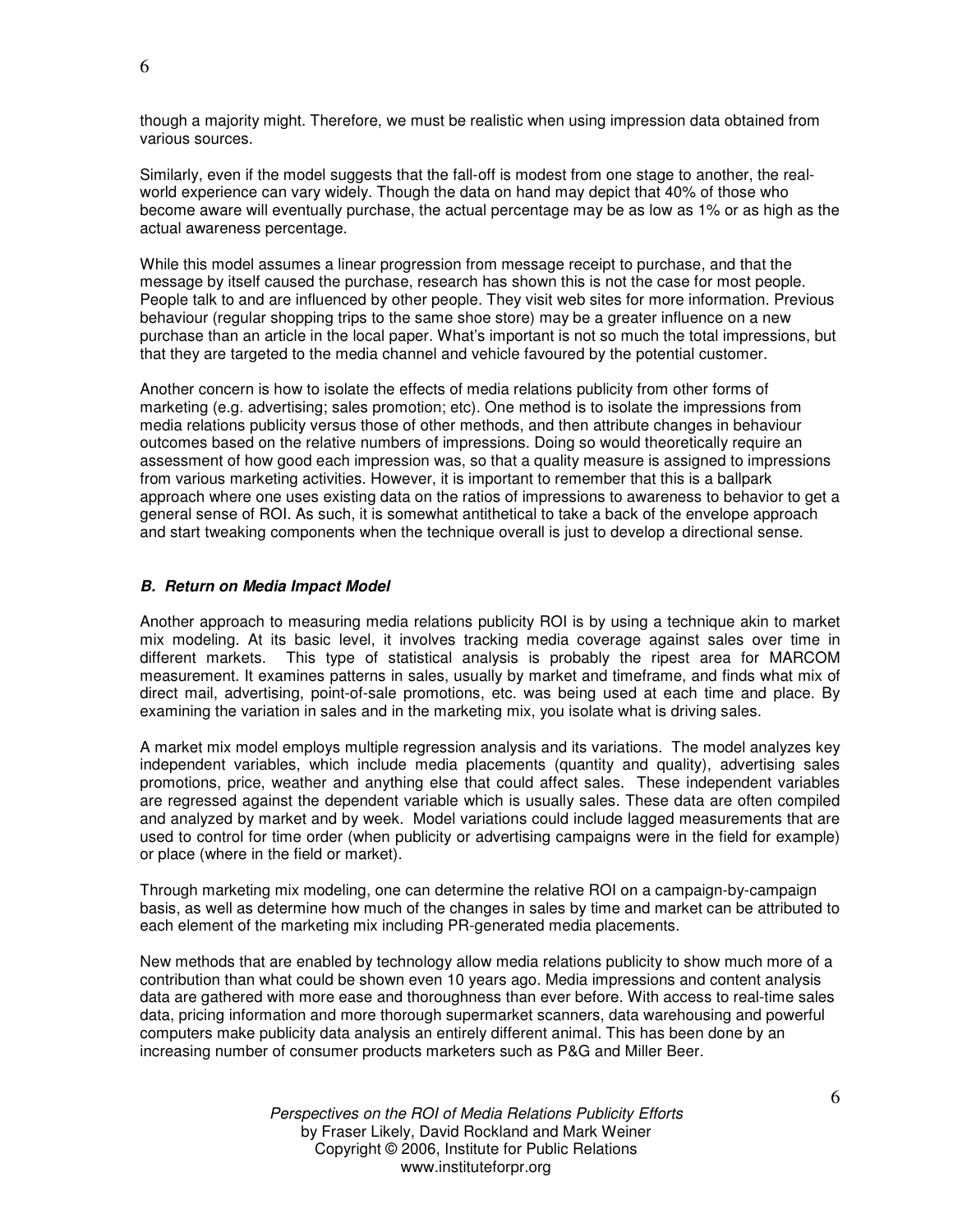though a majority might. Therefore, we must be realistic when using impression data obtained from various sources.

Similarly, even if the model suggests that the fall-off is modest from one stage to another, the real-world experience can vary widely. Though the data on hand may depict that 40% of those who become aware will eventually purchase, the actual percentage may be as low as 1% or as high as the actual awareness percentage.

While this model assumes a linear progression from message receipt to purchase, and that the message by itself caused the purchase, research has shown this is not the case for most people. People talk to and are influenced by other people. They visit web sites for more information. Previous behaviour (regular shopping trips to the same shoe store) may be a greater influence on a new purchase than an article in the local paper. What's important is not so much the total impressions, but that they are targeted to the media channel and vehicle favoured by the potential customer.

Another concern is how to isolate the effects of media relations publicity from other forms of marketing (e.g. advertising; sales promotion; etc). One method is to isolate the impressions from media relations publicity versus those of other methods, and then attribute changes in behaviour outcomes based on the relative numbers of impressions. Doing so would theoretically require an assessment of how good each impression was, so that a quality measure is assigned to impressions from various marketing activities. However, it is important to remember that this is a ballpark approach where one uses existing data on the ratios of impressions to awareness to behavior to get a general sense of ROI. As such, it is somewhat antithetical to take a back of the envelope approach and start tweaking components when the technique overall is just to develop a directional sense.

### *B. Return on Media Impact Model*

Another approach to measuring media relations publicity ROI is by using a technique akin to market mix modeling. At its basic level, it involves tracking media coverage against sales over time in different markets. This type of statistical analysis is probably the ripest area for MARCOM measurement. It examines patterns in sales, usually by market and timeframe, and finds what mix of direct mail, advertising, point-of-sale promotions, etc. was being used at each time and place. By examining the variation in sales and in the marketing mix, you isolate what is driving sales.

A market mix model employs multiple regression analysis and its variations. The model analyzes key independent variables, which include media placements (quantity and quality), advertising sales promotions, price, weather and anything else that could affect sales. These independent variables are regressed against the dependent variable which is usually sales. These data are often compiled and analyzed by market and by week. Model variations could include lagged measurements that are used to control for time order (when publicity or advertising campaigns were in the field for example) or place (where in the field or market).

Through marketing mix modeling, one can determine the relative ROI on a campaign-by-campaign basis, as well as determine how much of the changes in sales by time and market can be attributed to each element of the marketing mix including PR-generated media placements.

New methods that are enabled by technology allow media relations publicity to show much more of a contribution than what could be shown even 10 years ago. Media impressions and content analysis data are gathered with more ease and thoroughness than ever before. With access to real-time sales data, pricing information and more thorough supermarket scanners, data warehousing and powerful computers make publicity data analysis an entirely different animal. This has been done by an increasing number of consumer products marketers such as P&G and Miller Beer.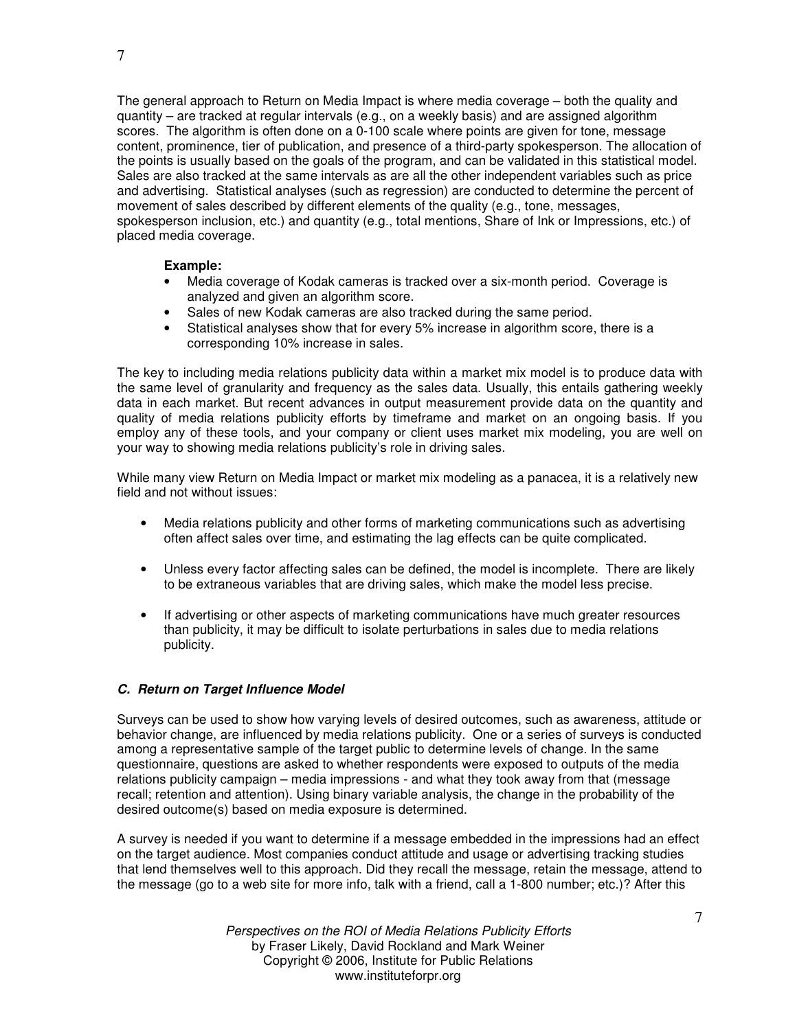The general approach to Return on Media Impact is where media coverage – both the quality and quantity – are tracked at regular intervals (e.g., on a weekly basis) and are assigned algorithm scores. The algorithm is often done on a 0-100 scale where points are given for tone, message content, prominence, tier of publication, and presence of a third-party spokesperson. The allocation of the points is usually based on the goals of the program, and can be validated in this statistical model. Sales are also tracked at the same intervals as are all the other independent variables such as price and advertising. Statistical analyses (such as regression) are conducted to determine the percent of movement of sales described by different elements of the quality (e.g., tone, messages, spokesperson inclusion, etc.) and quantity (e.g., total mentions, Share of Ink or Impressions, etc.) of placed media coverage.

**Example:**

- Media coverage of Kodak cameras is tracked over a six-month period. Coverage is analyzed and given an algorithm score.
- Sales of new Kodak cameras are also tracked during the same period.
- Statistical analyses show that for every 5% increase in algorithm score, there is a corresponding 10% increase in sales.

The key to including media relations publicity data within a market mix model is to produce data with the same level of granularity and frequency as the sales data. Usually, this entails gathering weekly data in each market. But recent advances in output measurement provide data on the quantity and quality of media relations publicity efforts by timeframe and market on an ongoing basis. If you employ any of these tools, and your company or client uses market mix modeling, you are well on your way to showing media relations publicity's role in driving sales.

While many view Return on Media Impact or market mix modeling as a panacea, it is a relatively new field and not without issues:

- Media relations publicity and other forms of marketing communications such as advertising often affect sales over time, and estimating the lag effects can be quite complicated.
- Unless every factor affecting sales can be defined, the model is incomplete. There are likely to be extraneous variables that are driving sales, which make the model less precise.
- If advertising or other aspects of marketing communications have much greater resources than publicity, it may be difficult to isolate perturbations in sales due to media relations publicity.

### *C. Return on Target Influence Model*

Surveys can be used to show how varying levels of desired outcomes, such as awareness, attitude or behavior change, are influenced by media relations publicity. One or a series of surveys is conducted among a representative sample of the target public to determine levels of change. In the same questionnaire, questions are asked to whether respondents were exposed to outputs of the media relations publicity campaign – media impressions - and what they took away from that (message recall; retention and attention). Using binary variable analysis, the change in the probability of the desired outcome(s) based on media exposure is determined.

A survey is needed if you want to determine if a message embedded in the impressions had an effect on the target audience. Most companies conduct attitude and usage or advertising tracking studies that lend themselves well to this approach. Did they recall the message, retain the message, attend to the message (go to a web site for more info, talk with a friend, call a 1-800 number; etc.)? After this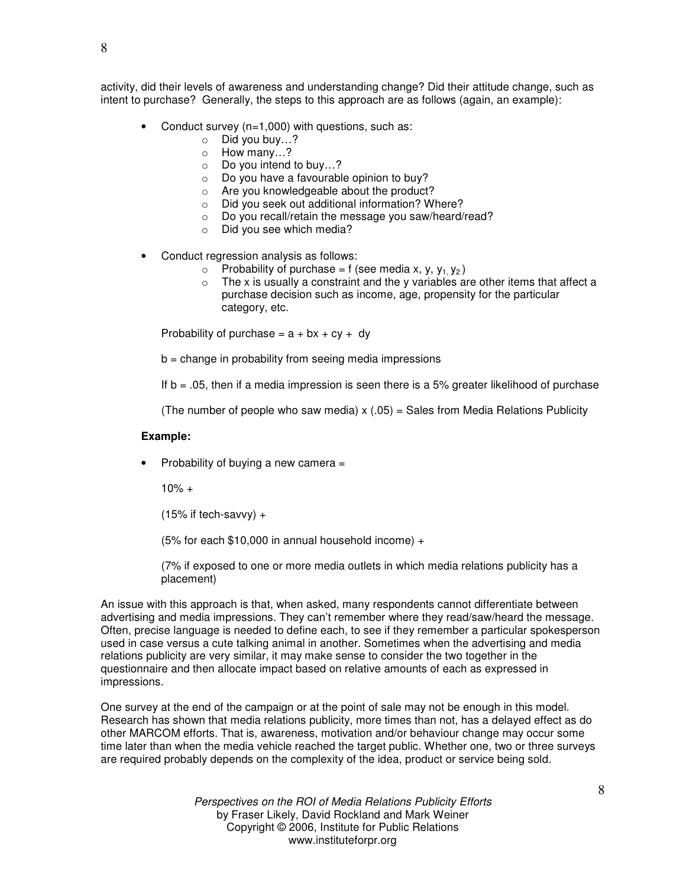activity, did their levels of awareness and understanding change? Did their attitude change, such as intent to purchase? Generally, the steps to this approach are as follows (again, an example):

- Conduct survey (n=1,000) with questions, such as:
  - Did you buy…?
  - How many…?
  - Do you intend to buy…?
  - Do you have a favourable opinion to buy?
  - Are you knowledgeable about the product?
  - Did you seek out additional information? Where?
  - Do you recall/retain the message you saw/heard/read?
  - Did you see which media?

- Conduct regression analysis as follows:
  - Probability of purchase = f (see media x, y, $y_1, y_2$ )
  - The x is usually a constraint and the y variables are other items that affect a purchase decision such as income, age, propensity for the particular category, etc.

  Probability of purchase = $a + bx + cy + dy$

  b = change in probability from seeing media impressions

  If b = .05, then if a media impression is seen there is a 5% greater likelihood of purchase

  (The number of people who saw media) x (.05) = Sales from Media Relations Publicity

**Example:**

- Probability of buying a new camera =

  10% +

  (15% if tech-savvy) +

  (5% for each $10,000 in annual household income) +

  (7% if exposed to one or more media outlets in which media relations publicity has a placement)

An issue with this approach is that, when asked, many respondents cannot differentiate between advertising and media impressions. They can't remember where they read/saw/heard the message. Often, precise language is needed to define each, to see if they remember a particular spokesperson used in case versus a cute talking animal in another. Sometimes when the advertising and media relations publicity are very similar, it may make sense to consider the two together in the questionnaire and then allocate impact based on relative amounts of each as expressed in impressions.

One survey at the end of the campaign or at the point of sale may not be enough in this model. Research has shown that media relations publicity, more times than not, has a delayed effect as do other MARCOM efforts. That is, awareness, motivation and/or behaviour change may occur some time later than when the media vehicle reached the target public. Whether one, two or three surveys are required probably depends on the complexity of the idea, product or service being sold.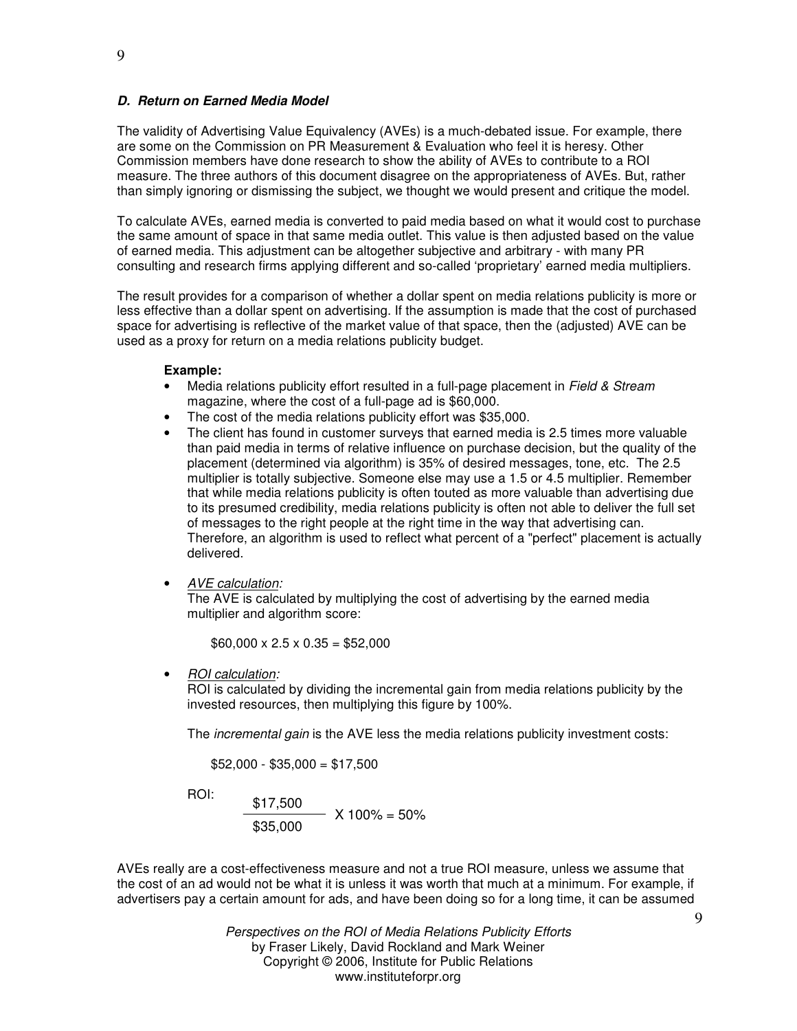#### *D. Return on Earned Media Model*

The validity of Advertising Value Equivalency (AVEs) is a much-debated issue. For example, there are some on the Commission on PR Measurement & Evaluation who feel it is heresy. Other Commission members have done research to show the ability of AVEs to contribute to a ROI measure. The three authors of this document disagree on the appropriateness of AVEs. But, rather than simply ignoring or dismissing the subject, we thought we would present and critique the model.

To calculate AVEs, earned media is converted to paid media based on what it would cost to purchase the same amount of space in that same media outlet. This value is then adjusted based on the value of earned media. This adjustment can be altogether subjective and arbitrary - with many PR consulting and research firms applying different and so-called 'proprietary' earned media multipliers.

The result provides for a comparison of whether a dollar spent on media relations publicity is more or less effective than a dollar spent on advertising. If the assumption is made that the cost of purchased space for advertising is reflective of the market value of that space, then the (adjusted) AVE can be used as a proxy for return on a media relations publicity budget.

**Example:**

- Media relations publicity effort resulted in a full-page placement in *Field & Stream* magazine, where the cost of a full-page ad is $60,000.
- The cost of the media relations publicity effort was $35,000.
- The client has found in customer surveys that earned media is 2.5 times more valuable than paid media in terms of relative influence on purchase decision, but the quality of the placement (determined via algorithm) is 35% of desired messages, tone, etc. The 2.5 multiplier is totally subjective. Someone else may use a 1.5 or 4.5 multiplier. Remember that while media relations publicity is often touted as more valuable than advertising due to its presumed credibility, media relations publicity is often not able to deliver the full set of messages to the right people at the right time in the way that advertising can. Therefore, an algorithm is used to reflect what percent of a "perfect" placement is actually delivered.

- *AVE calculation:*
  The AVE is calculated by multiplying the cost of advertising by the earned media multiplier and algorithm score:

  $60,000 x 2.5 x 0.35 = $52,000

- *ROI calculation:*
  ROI is calculated by dividing the incremental gain from media relations publicity by the invested resources, then multiplying this figure by 100%.

  The *incremental gain* is the AVE less the media relations publicity investment costs:

  $52,000 - $35,000 = $17,500

  ROI:

  $$\frac{\$17{,}500}{\$35{,}000} \times 100\% = 50\%$$

AVEs really are a cost-effectiveness measure and not a true ROI measure, unless we assume that the cost of an ad would not be what it is unless it was worth that much at a minimum. For example, if advertisers pay a certain amount for ads, and have been doing so for a long time, it can be assumed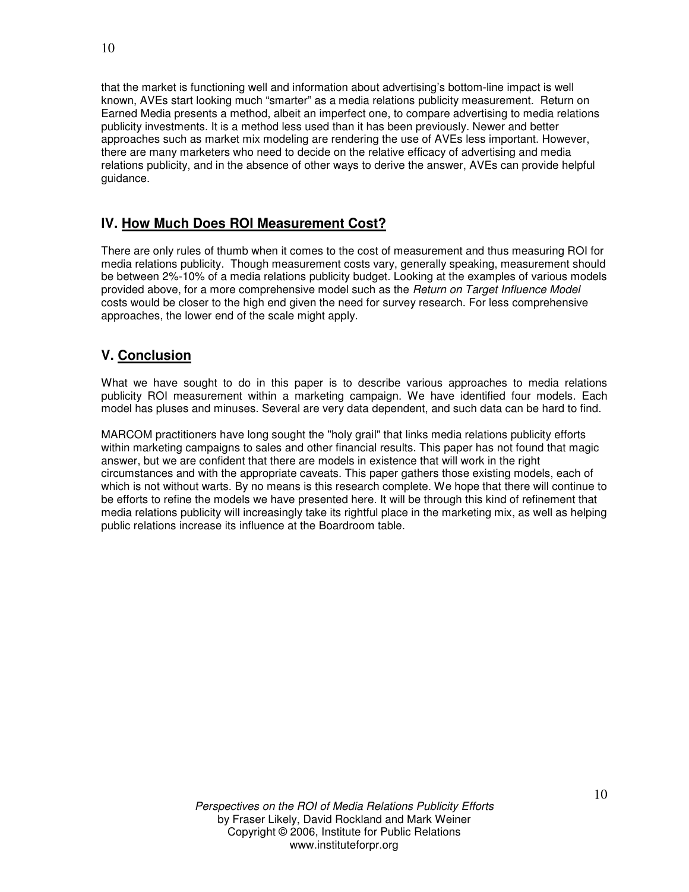that the market is functioning well and information about advertising's bottom-line impact is well known, AVEs start looking much "smarter" as a media relations publicity measurement. Return on Earned Media presents a method, albeit an imperfect one, to compare advertising to media relations publicity investments. It is a method less used than it has been previously. Newer and better approaches such as market mix modeling are rendering the use of AVEs less important. However, there are many marketers who need to decide on the relative efficacy of advertising and media relations publicity, and in the absence of other ways to derive the answer, AVEs can provide helpful guidance.

## IV. How Much Does ROI Measurement Cost?

There are only rules of thumb when it comes to the cost of measurement and thus measuring ROI for media relations publicity. Though measurement costs vary, generally speaking, measurement should be between 2%-10% of a media relations publicity budget. Looking at the examples of various models provided above, for a more comprehensive model such as the *Return on Target Influence Model* costs would be closer to the high end given the need for survey research. For less comprehensive approaches, the lower end of the scale might apply.

## V. Conclusion

What we have sought to do in this paper is to describe various approaches to media relations publicity ROI measurement within a marketing campaign. We have identified four models. Each model has pluses and minuses. Several are very data dependent, and such data can be hard to find.

MARCOM practitioners have long sought the "holy grail" that links media relations publicity efforts within marketing campaigns to sales and other financial results. This paper has not found that magic answer, but we are confident that there are models in existence that will work in the right circumstances and with the appropriate caveats. This paper gathers those existing models, each of which is not without warts. By no means is this research complete. We hope that there will continue to be efforts to refine the models we have presented here. It will be through this kind of refinement that media relations publicity will increasingly take its rightful place in the marketing mix, as well as helping public relations increase its influence at the Boardroom table.